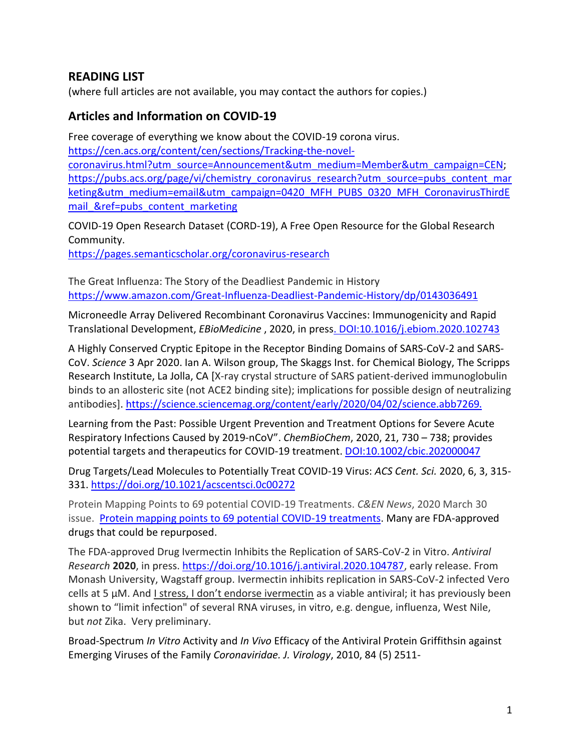## READING LIST

(where full articles are not available, you may contact the authors for copies.)

## Articles and Information on COVID-19

Free coverage of everything we know about the COVID-19 corona virus.
https://cen.acs.org/content/cen/sections/Tracking-the-novel-coronavirus.html?utm_source=Announcement&utm_medium=Member&utm_campaign=CEN; https://pubs.acs.org/page/vi/chemistry_coronavirus_research?utm_source=pubs_content_marketing&utm_medium=email&utm_campaign=0420_MFH_PUBS_0320_MFH_CoronavirusThirdEmail_&ref=pubs_content_marketing

COVID-19 Open Research Dataset (CORD-19), A Free Open Resource for the Global Research Community.
https://pages.semanticscholar.org/coronavirus-research

The Great Influenza: The Story of the Deadliest Pandemic in History
https://www.amazon.com/Great-Influenza-Deadliest-Pandemic-History/dp/0143036491

Microneedle Array Delivered Recombinant Coronavirus Vaccines: Immunogenicity and Rapid Translational Development, *EBioMedicine* , 2020, in press. DOI:10.1016/j.ebiom.2020.102743

A Highly Conserved Cryptic Epitope in the Receptor Binding Domains of SARS-CoV-2 and SARS-CoV. *Science* 3 Apr 2020. Ian A. Wilson group, The Skaggs Inst. for Chemical Biology, The Scripps Research Institute, La Jolla, CA [X-ray crystal structure of SARS patient-derived immunoglobulin binds to an allosteric site (not ACE2 binding site); implications for possible design of neutralizing antibodies]. https://science.sciencemag.org/content/early/2020/04/02/science.abb7269.

Learning from the Past: Possible Urgent Prevention and Treatment Options for Severe Acute Respiratory Infections Caused by 2019-nCoV". *ChemBioChem*, 2020, 21, 730 – 738; provides potential targets and therapeutics for COVID-19 treatment. DOI:10.1002/cbic.202000047

Drug Targets/Lead Molecules to Potentially Treat COVID-19 Virus: *ACS Cent. Sci.* 2020, 6, 3, 315-331. https://doi.org/10.1021/acscentsci.0c00272

Protein Mapping Points to 69 potential COVID-19 Treatments. *C&EN News*, 2020 March 30 issue. Protein mapping points to 69 potential COVID-19 treatments. Many are FDA-approved drugs that could be repurposed.

The FDA-approved Drug Ivermectin Inhibits the Replication of SARS-CoV-2 in Vitro. *Antiviral Research* **2020**, in press. https://doi.org/10.1016/j.antiviral.2020.104787, early release. From Monash University, Wagstaff group. Ivermectin inhibits replication in SARS-CoV-2 infected Vero cells at 5 µM. And I stress, I don't endorse ivermectin as a viable antiviral; it has previously been shown to "limit infection" of several RNA viruses, in vitro, e.g. dengue, influenza, West Nile, but *not* Zika. Very preliminary.

Broad-Spectrum *In Vitro* Activity and *In Vivo* Efficacy of the Antiviral Protein Griffithsin against Emerging Viruses of the Family *Coronaviridae. J. Virology*, 2010, 84 (5) 2511-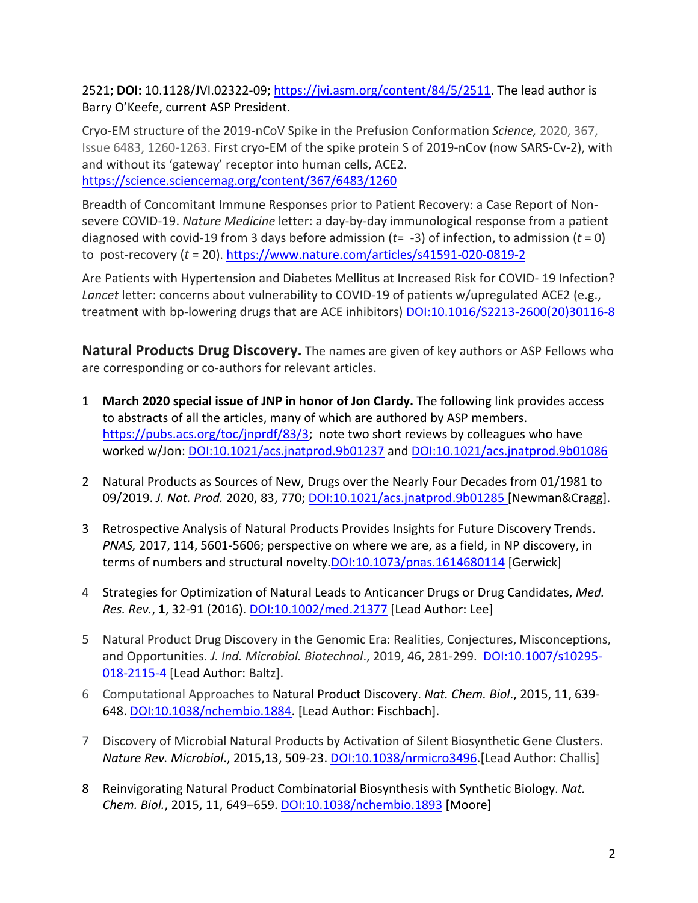2521; **DOI:** 10.1128/JVI.02322-09; https://jvi.asm.org/content/84/5/2511. The lead author is Barry O'Keefe, current ASP President.

Cryo-EM structure of the 2019-nCoV Spike in the Prefusion Conformation *Science,* 2020, 367, Issue 6483, 1260-1263. First cryo-EM of the spike protein S of 2019-nCov (now SARS-Cv-2), with and without its 'gateway' receptor into human cells, ACE2. https://science.sciencemag.org/content/367/6483/1260

Breadth of Concomitant Immune Responses prior to Patient Recovery: a Case Report of Non-severe COVID-19. *Nature Medicine* letter: a day-by-day immunological response from a patient diagnosed with covid-19 from 3 days before admission ($t$= -3) of infection, to admission ($t$ = 0) to post-recovery ($t$ = 20). https://www.nature.com/articles/s41591-020-0819-2

Are Patients with Hypertension and Diabetes Mellitus at Increased Risk for COVID- 19 Infection? *Lancet* letter: concerns about vulnerability to COVID-19 of patients w/upregulated ACE2 (e.g., treatment with bp-lowering drugs that are ACE inhibitors) DOI:10.1016/S2213-2600(20)30116-8

**Natural Products Drug Discovery.** The names are given of key authors or ASP Fellows who are corresponding or co-authors for relevant articles.

1. **March 2020 special issue of JNP in honor of Jon Clardy.** The following link provides access to abstracts of all the articles, many of which are authored by ASP members. https://pubs.acs.org/toc/jnprdf/83/3; note two short reviews by colleagues who have worked w/Jon: DOI:10.1021/acs.jnatprod.9b01237 and DOI:10.1021/acs.jnatprod.9b01086

2. Natural Products as Sources of New, Drugs over the Nearly Four Decades from 01/1981 to 09/2019. *J. Nat. Prod.* 2020, 83, 770; DOI:10.1021/acs.jnatprod.9b01285 [Newman&Cragg].

3. Retrospective Analysis of Natural Products Provides Insights for Future Discovery Trends. *PNAS,* 2017, 114, 5601-5606; perspective on where we are, as a field, in NP discovery, in terms of numbers and structural novelty.DOI:10.1073/pnas.1614680114 [Gerwick]

4. Strategies for Optimization of Natural Leads to Anticancer Drugs or Drug Candidates, *Med. Res. Rev.*, **1**, 32-91 (2016). DOI:10.1002/med.21377 [Lead Author: Lee]

5. Natural Product Drug Discovery in the Genomic Era: Realities, Conjectures, Misconceptions, and Opportunities. *J. Ind. Microbiol. Biotechnol*., 2019, 46, 281-299. DOI:10.1007/s10295-018-2115-4 [Lead Author: Baltz].

6. Computational Approaches to Natural Product Discovery. *Nat. Chem. Biol*., 2015, 11, 639-648. DOI:10.1038/nchembio.1884. [Lead Author: Fischbach].

7. Discovery of Microbial Natural Products by Activation of Silent Biosynthetic Gene Clusters. *Nature Rev. Microbiol*., 2015,13, 509-23. DOI:10.1038/nrmicro3496.[Lead Author: Challis]

8. Reinvigorating Natural Product Combinatorial Biosynthesis with Synthetic Biology. *Nat. Chem. Biol.*, 2015, 11, 649–659. DOI:10.1038/nchembio.1893 [Moore]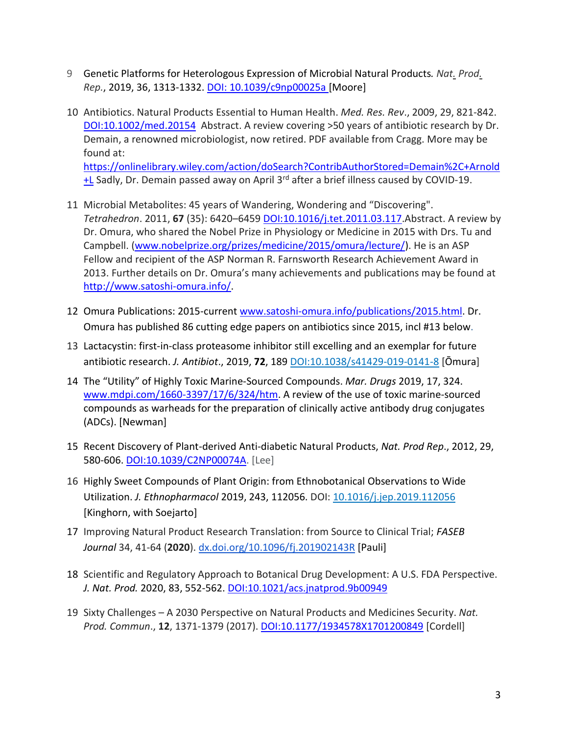9. Genetic Platforms for Heterologous Expression of Microbial Natural Products. *Nat. Prod. Rep.*, 2019, 36, 1313-1332. [DOI: 10.1039/c9np00025a](https://doi.org/10.1039/c9np00025a) [Moore]

10. Antibiotics. Natural Products Essential to Human Health. *Med. Res. Rev*., 2009, 29, 821-842. [DOI:10.1002/med.20154](https://doi.org/10.1002/med.20154) Abstract. A review covering >50 years of antibiotic research by Dr. Demain, a renowned microbiologist, now retired. PDF available from Cragg. More may be found at: [https://onlinelibrary.wiley.com/action/doSearch?ContribAuthorStored=Demain%2C+Arnold+L](https://onlinelibrary.wiley.com/action/doSearch?ContribAuthorStored=Demain%2C+Arnold+L) Sadly, Dr. Demain passed away on April 3rd after a brief illness caused by COVID-19.

11. Microbial Metabolites: 45 years of Wandering, Wondering and "Discovering". *Tetrahedron*. 2011, **67** (35): 6420–6459 [DOI:10.1016/j.tet.2011.03.117](https://doi.org/10.1016/j.tet.2011.03.117).Abstract. A review by Dr. Omura, who shared the Nobel Prize in Physiology or Medicine in 2015 with Drs. Tu and Campbell. ([www.nobelprize.org/prizes/medicine/2015/omura/lecture/](http://www.nobelprize.org/prizes/medicine/2015/omura/lecture/)). He is an ASP Fellow and recipient of the ASP Norman R. Farnsworth Research Achievement Award in 2013. Further details on Dr. Omura's many achievements and publications may be found at [http://www.satoshi-omura.info/](http://www.satoshi-omura.info/).

12. Omura Publications: 2015-current [www.satoshi-omura.info/publications/2015.html](http://www.satoshi-omura.info/publications/2015.html). Dr. Omura has published 86 cutting edge papers on antibiotics since 2015, incl #13 below.

13. Lactacystin: first-in-class proteasome inhibitor still excelling and an exemplar for future antibiotic research. *J. Antibiot*., 2019, **72**, 189 [DOI:10.1038/s41429-019-0141-8](https://doi.org/10.1038/s41429-019-0141-8) [Ōmura]

14. The "Utility" of Highly Toxic Marine-Sourced Compounds. *Mar. Drugs* 2019, 17, 324. [www.mdpi.com/1660-3397/17/6/324/htm](http://www.mdpi.com/1660-3397/17/6/324/htm). A review of the use of toxic marine-sourced compounds as warheads for the preparation of clinically active antibody drug conjugates (ADCs). [Newman]

15. Recent Discovery of Plant-derived Anti-diabetic Natural Products, *Nat. Prod Rep*., 2012, 29, 580-606. [DOI:10.1039/C2NP00074A](https://doi.org/10.1039/C2NP00074A). [Lee]

16. Highly Sweet Compounds of Plant Origin: from Ethnobotanical Observations to Wide Utilization. *J. Ethnopharmacol* 2019, 243, 112056. DOI: [10.1016/j.jep.2019.112056](https://doi.org/10.1016/j.jep.2019.112056) [Kinghorn, with Soejarto]

17. Improving Natural Product Research Translation: from Source to Clinical Trial; *FASEB Journal* 34, 41-64 (**2020**). [dx.doi.org/10.1096/fj.201902143R](https://dx.doi.org/10.1096/fj.201902143R) [Pauli]

18. Scientific and Regulatory Approach to Botanical Drug Development: A U.S. FDA Perspective. *J. Nat. Prod.* 2020, 83, 552-562. [DOI:10.1021/acs.jnatprod.9b00949](https://doi.org/10.1021/acs.jnatprod.9b00949)

19. Sixty Challenges – A 2030 Perspective on Natural Products and Medicines Security. *Nat. Prod. Commun*., **12**, 1371-1379 (2017). [DOI:10.1177/1934578X1701200849](https://doi.org/10.1177/1934578X1701200849) [Cordell]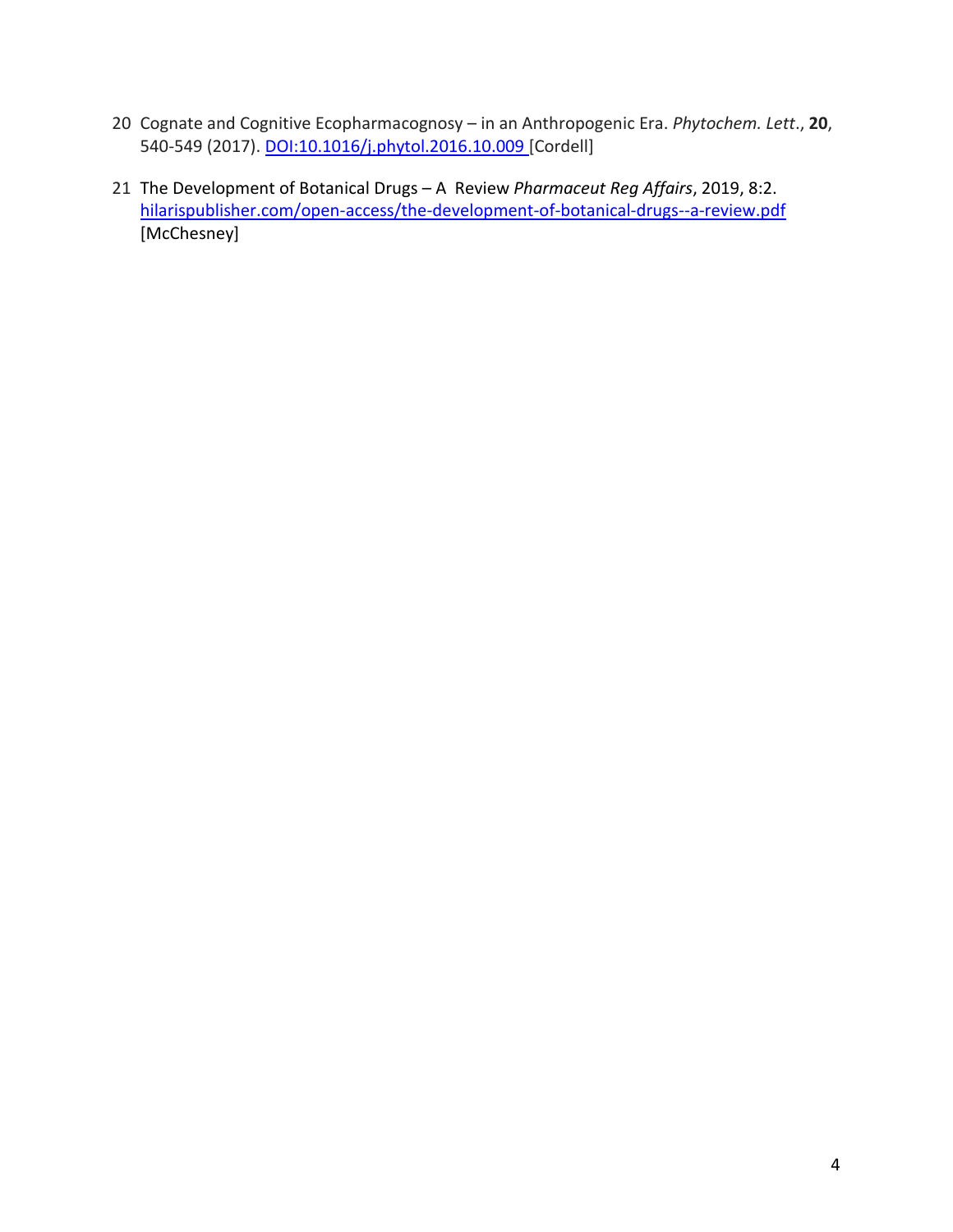20 Cognate and Cognitive Ecopharmacognosy – in an Anthropogenic Era. *Phytochem. Lett.*, **20**, 540-549 (2017). [DOI:10.1016/j.phytol.2016.10.009](https://doi.org/10.1016/j.phytol.2016.10.009) [Cordell]

21 The Development of Botanical Drugs – A Review *Pharmaceut Reg Affairs*, 2019, 8:2. [hilarispublisher.com/open-access/the-development-of-botanical-drugs--a-review.pdf](https://hilarispublisher.com/open-access/the-development-of-botanical-drugs--a-review.pdf) [McChesney]